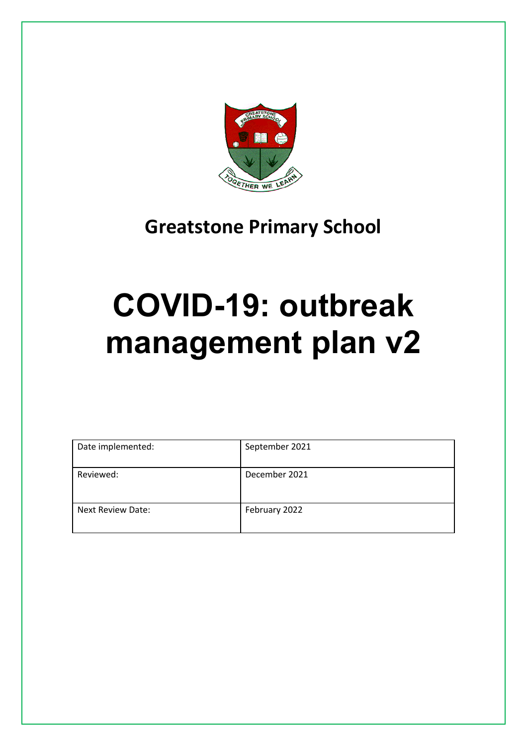## Greatstone Primary School

# COVID-19: outbreak management plan v2

| Date implemented: | September 2021 |
|---|---|
| Reviewed: | December 2021 |
| Next Review Date: | February 2022 |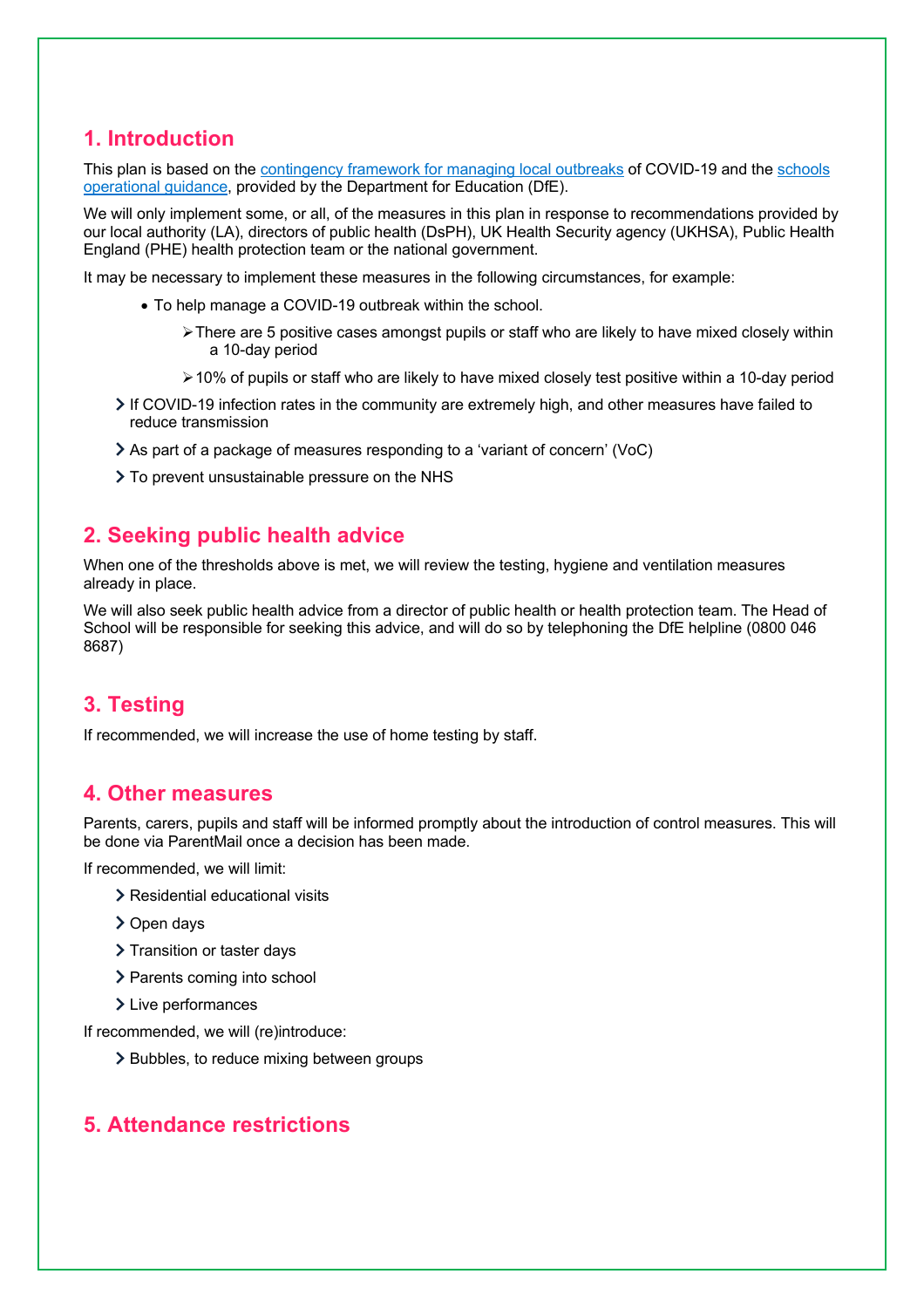## 1. Introduction

This plan is based on the contingency framework for managing local outbreaks of COVID-19 and the schools operational guidance, provided by the Department for Education (DfE).

We will only implement some, or all, of the measures in this plan in response to recommendations provided by our local authority (LA), directors of public health (DsPH), UK Health Security agency (UKHSA), Public Health England (PHE) health protection team or the national government.

It may be necessary to implement these measures in the following circumstances, for example:

- To help manage a COVID-19 outbreak within the school.
  - There are 5 positive cases amongst pupils or staff who are likely to have mixed closely within a 10-day period
  - 10% of pupils or staff who are likely to have mixed closely test positive within a 10-day period
- If COVID-19 infection rates in the community are extremely high, and other measures have failed to reduce transmission
- As part of a package of measures responding to a 'variant of concern' (VoC)
- To prevent unsustainable pressure on the NHS

## 2. Seeking public health advice

When one of the thresholds above is met, we will review the testing, hygiene and ventilation measures already in place.

We will also seek public health advice from a director of public health or health protection team. The Head of School will be responsible for seeking this advice, and will do so by telephoning the DfE helpline (0800 046 8687)

## 3. Testing

If recommended, we will increase the use of home testing by staff.

## 4. Other measures

Parents, carers, pupils and staff will be informed promptly about the introduction of control measures. This will be done via ParentMail once a decision has been made.

If recommended, we will limit:

- Residential educational visits
- Open days
- Transition or taster days
- Parents coming into school
- Live performances

If recommended, we will (re)introduce:

- Bubbles, to reduce mixing between groups

## 5. Attendance restrictions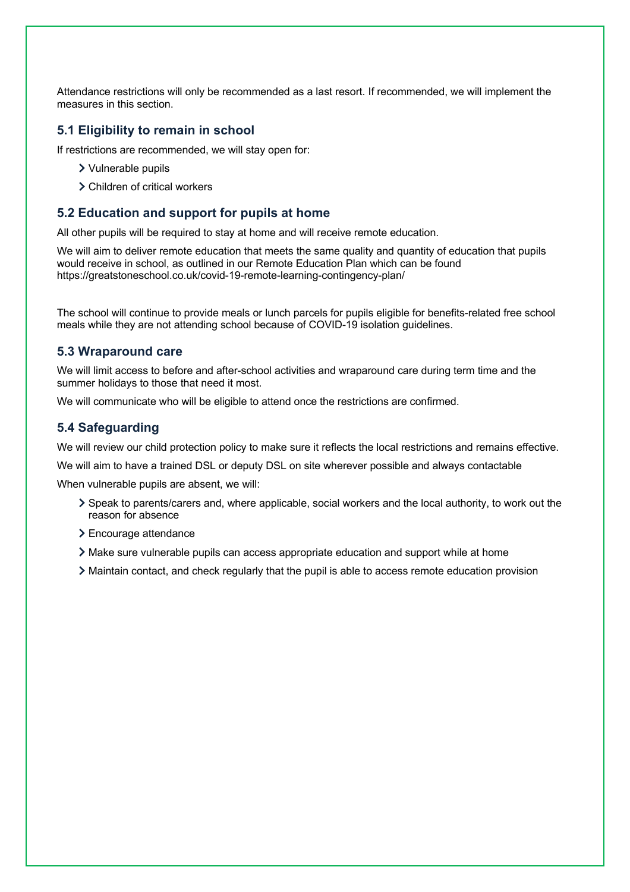Attendance restrictions will only be recommended as a last resort. If recommended, we will implement the measures in this section.

### 5.1 Eligibility to remain in school

If restrictions are recommended, we will stay open for:

- Vulnerable pupils
- Children of critical workers

### 5.2 Education and support for pupils at home

All other pupils will be required to stay at home and will receive remote education.

We will aim to deliver remote education that meets the same quality and quantity of education that pupils would receive in school, as outlined in our Remote Education Plan which can be found https://greatstoneschool.co.uk/covid-19-remote-learning-contingency-plan/

The school will continue to provide meals or lunch parcels for pupils eligible for benefits-related free school meals while they are not attending school because of COVID-19 isolation guidelines.

### 5.3 Wraparound care

We will limit access to before and after-school activities and wraparound care during term time and the summer holidays to those that need it most.

We will communicate who will be eligible to attend once the restrictions are confirmed.

### 5.4 Safeguarding

We will review our child protection policy to make sure it reflects the local restrictions and remains effective.

We will aim to have a trained DSL or deputy DSL on site wherever possible and always contactable

When vulnerable pupils are absent, we will:

- Speak to parents/carers and, where applicable, social workers and the local authority, to work out the reason for absence
- Encourage attendance
- Make sure vulnerable pupils can access appropriate education and support while at home
- Maintain contact, and check regularly that the pupil is able to access remote education provision